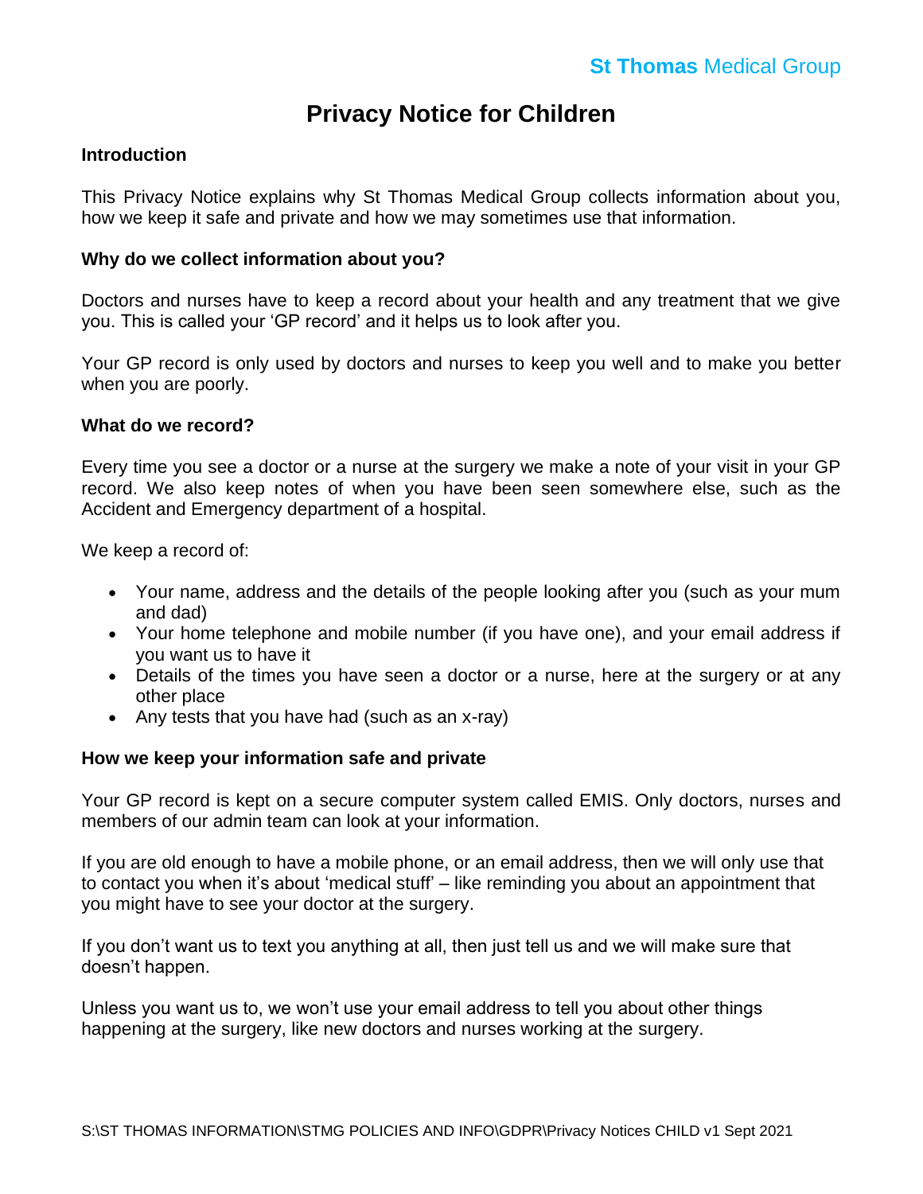**St Thomas** Medical Group

# Privacy Notice for Children

## Introduction

This Privacy Notice explains why St Thomas Medical Group collects information about you, how we keep it safe and private and how we may sometimes use that information.

## Why do we collect information about you?

Doctors and nurses have to keep a record about your health and any treatment that we give you. This is called your 'GP record' and it helps us to look after you.

Your GP record is only used by doctors and nurses to keep you well and to make you better when you are poorly.

## What do we record?

Every time you see a doctor or a nurse at the surgery we make a note of your visit in your GP record. We also keep notes of when you have been seen somewhere else, such as the Accident and Emergency department of a hospital.

We keep a record of:

- Your name, address and the details of the people looking after you (such as your mum and dad)
- Your home telephone and mobile number (if you have one), and your email address if you want us to have it
- Details of the times you have seen a doctor or a nurse, here at the surgery or at any other place
- Any tests that you have had (such as an x-ray)

## How we keep your information safe and private

Your GP record is kept on a secure computer system called EMIS. Only doctors, nurses and members of our admin team can look at your information.

If you are old enough to have a mobile phone, or an email address, then we will only use that to contact you when it's about 'medical stuff' – like reminding you about an appointment that you might have to see your doctor at the surgery.

If you don't want us to text you anything at all, then just tell us and we will make sure that doesn't happen.

Unless you want us to, we won't use your email address to tell you about other things happening at the surgery, like new doctors and nurses working at the surgery.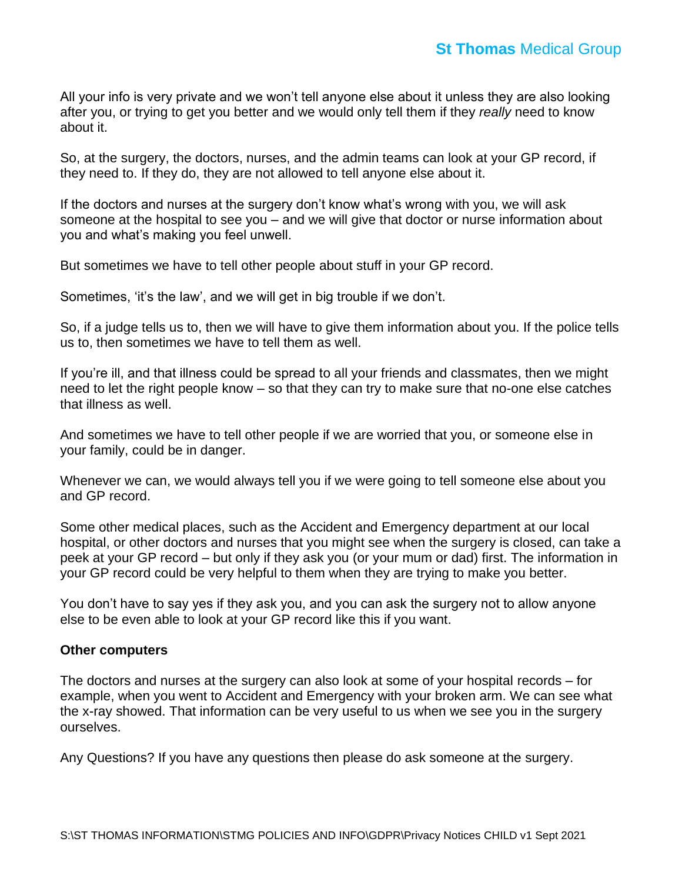All your info is very private and we won't tell anyone else about it unless they are also looking after you, or trying to get you better and we would only tell them if they *really* need to know about it.

So, at the surgery, the doctors, nurses, and the admin teams can look at your GP record, if they need to. If they do, they are not allowed to tell anyone else about it.

If the doctors and nurses at the surgery don't know what's wrong with you, we will ask someone at the hospital to see you – and we will give that doctor or nurse information about you and what's making you feel unwell.

But sometimes we have to tell other people about stuff in your GP record.

Sometimes, 'it's the law', and we will get in big trouble if we don't.

So, if a judge tells us to, then we will have to give them information about you. If the police tells us to, then sometimes we have to tell them as well.

If you're ill, and that illness could be spread to all your friends and classmates, then we might need to let the right people know – so that they can try to make sure that no-one else catches that illness as well.

And sometimes we have to tell other people if we are worried that you, or someone else in your family, could be in danger.

Whenever we can, we would always tell you if we were going to tell someone else about you and GP record.

Some other medical places, such as the Accident and Emergency department at our local hospital, or other doctors and nurses that you might see when the surgery is closed, can take a peek at your GP record – but only if they ask you (or your mum or dad) first. The information in your GP record could be very helpful to them when they are trying to make you better.

You don't have to say yes if they ask you, and you can ask the surgery not to allow anyone else to be even able to look at your GP record like this if you want.

**Other computers**

The doctors and nurses at the surgery can also look at some of your hospital records – for example, when you went to Accident and Emergency with your broken arm. We can see what the x-ray showed. That information can be very useful to us when we see you in the surgery ourselves.

Any Questions? If you have any questions then please do ask someone at the surgery.